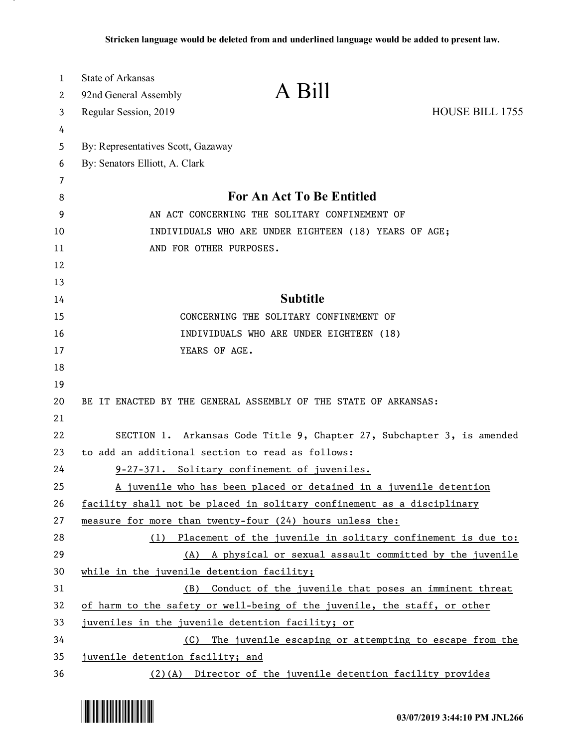Stricken language would be deleted from and underlined language would be added to present law.

State of Arkansas
92nd General Assembly
Regular Session, 2019

# A Bill

HOUSE BILL 1755

By: Representatives Scott, Gazaway
By: Senators Elliott, A. Clark

## For An Act To Be Entitled

AN ACT CONCERNING THE SOLITARY CONFINEMENT OF INDIVIDUALS WHO ARE UNDER EIGHTEEN (18) YEARS OF AGE; AND FOR OTHER PURPOSES.

## Subtitle

CONCERNING THE SOLITARY CONFINEMENT OF INDIVIDUALS WHO ARE UNDER EIGHTEEN (18) YEARS OF AGE.

BE IT ENACTED BY THE GENERAL ASSEMBLY OF THE STATE OF ARKANSAS:

SECTION 1. Arkansas Code Title 9, Chapter 27, Subchapter 3, is amended to add an additional section to read as follows:

<u>9-27-371. Solitary confinement of juveniles.</u>

<u>A juvenile who has been placed or detained in a juvenile detention facility shall not be placed in solitary confinement as a disciplinary measure for more than twenty-four (24) hours unless the:</u>

<u>(1) Placement of the juvenile in solitary confinement is due to:</u>

<u>(A) A physical or sexual assault committed by the juvenile while in the juvenile detention facility;</u>

<u>(B) Conduct of the juvenile that poses an imminent threat of harm to the safety or well-being of the juvenile, the staff, or other juveniles in the juvenile detention facility; or</u>

<u>(C) The juvenile escaping or attempting to escape from the juvenile detention facility; and</u>

<u>(2)(A) Director of the juvenile detention facility provides</u>

03/07/2019 3:44:10 PM JNL266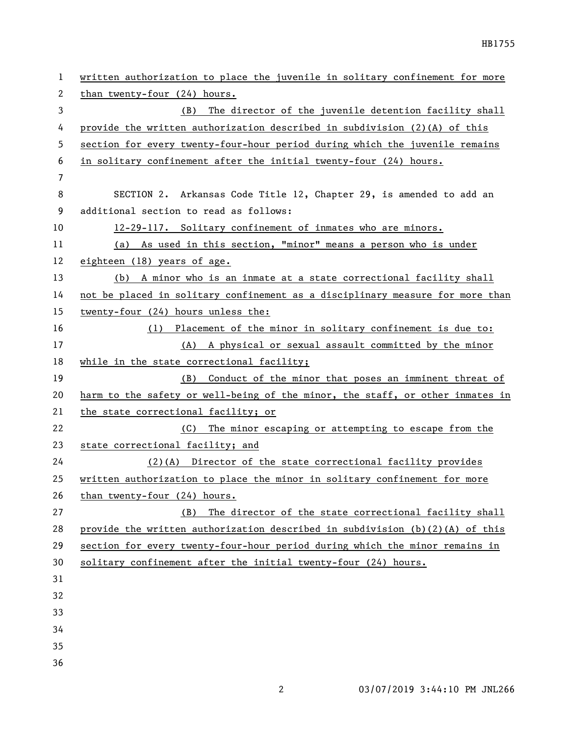written authorization to place the juvenile in solitary confinement for more than twenty-four (24) hours.

(B) The director of the juvenile detention facility shall provide the written authorization described in subdivision (2)(A) of this section for every twenty-four-hour period during which the juvenile remains in solitary confinement after the initial twenty-four (24) hours.

SECTION 2. Arkansas Code Title 12, Chapter 29, is amended to add an additional section to read as follows:

12-29-117. Solitary confinement of inmates who are minors.

(a) As used in this section, "minor" means a person who is under eighteen (18) years of age.

(b) A minor who is an inmate at a state correctional facility shall not be placed in solitary confinement as a disciplinary measure for more than twenty-four (24) hours unless the:

(1) Placement of the minor in solitary confinement is due to:

(A) A physical or sexual assault committed by the minor while in the state correctional facility;

(B) Conduct of the minor that poses an imminent threat of harm to the safety or well-being of the minor, the staff, or other inmates in the state correctional facility; or

(C) The minor escaping or attempting to escape from the state correctional facility; and

(2)(A) Director of the state correctional facility provides written authorization to place the minor in solitary confinement for more than twenty-four (24) hours.

(B) The director of the state correctional facility shall provide the written authorization described in subdivision (b)(2)(A) of this section for every twenty-four-hour period during which the minor remains in solitary confinement after the initial twenty-four (24) hours.